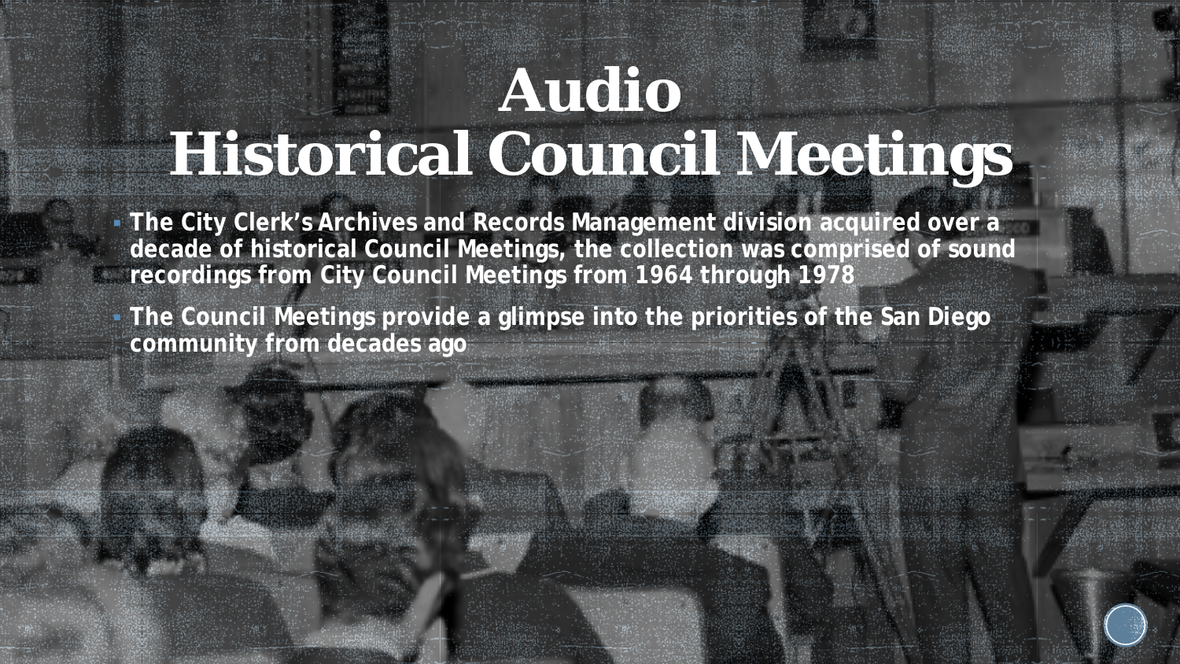# Audio
# Historical Council Meetings

- The City Clerk's Archives and Records Management division acquired over a decade of historical Council Meetings, the collection was comprised of sound recordings from City Council Meetings from 1964 through 1978
- The Council Meetings provide a glimpse into the priorities of the San Diego community from decades ago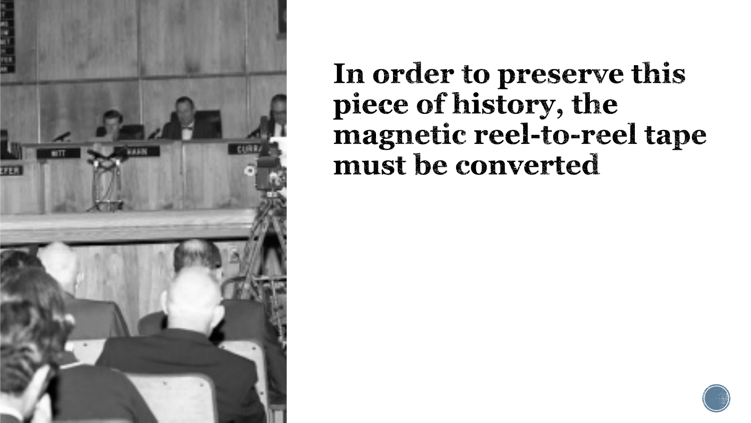# In order to preserve this piece of history, the magnetic reel-to-reel tape must be converted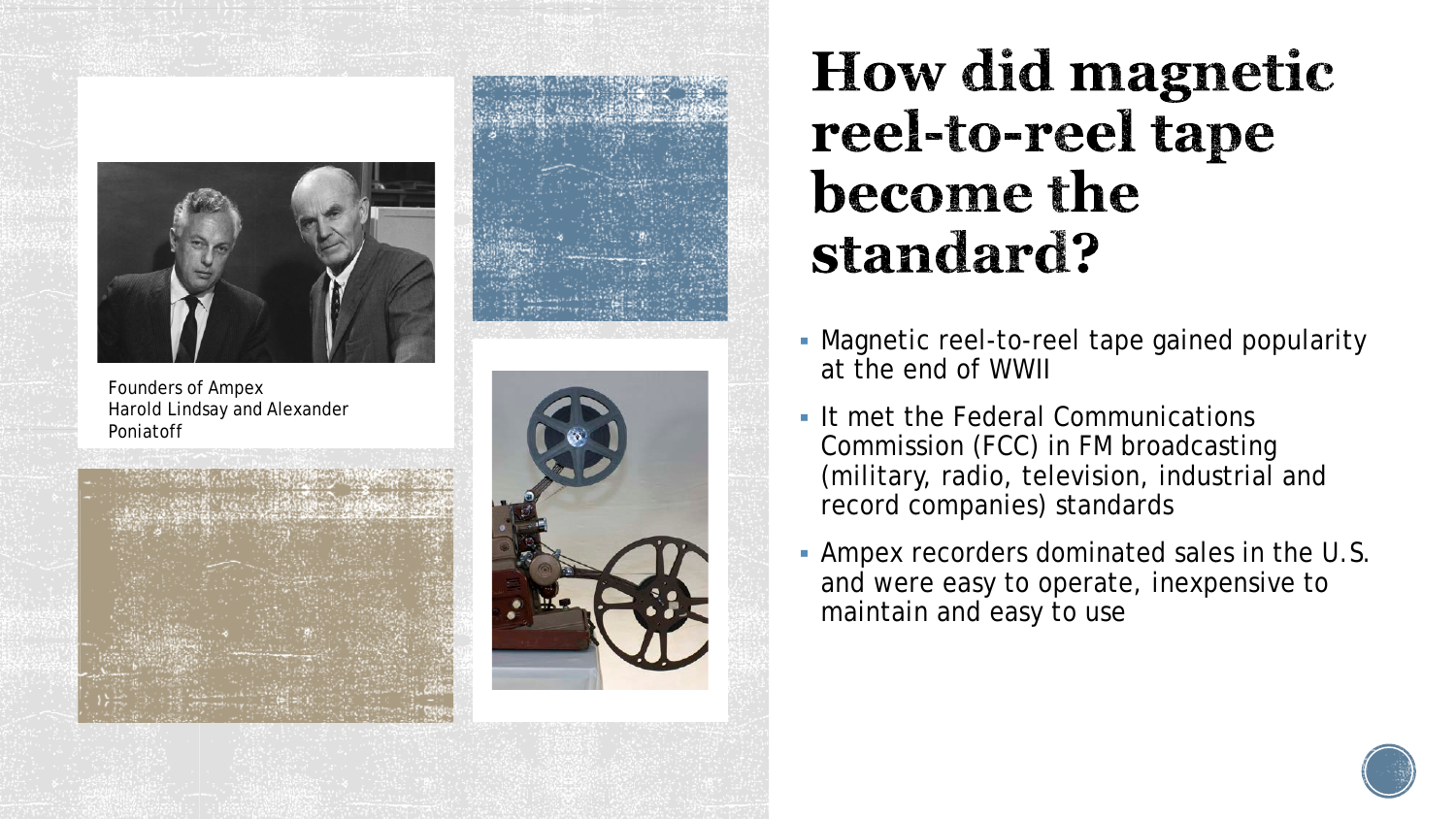Founders of Ampex
Harold Lindsay and Alexander Poniatoff

# How did magnetic reel-to-reel tape become the standard?

- Magnetic reel-to-reel tape gained popularity at the end of WWII
- It met the Federal Communications Commission (FCC) in FM broadcasting (military, radio, television, industrial and record companies) standards
- Ampex recorders dominated sales in the U.S. and were easy to operate, inexpensive to maintain and easy to use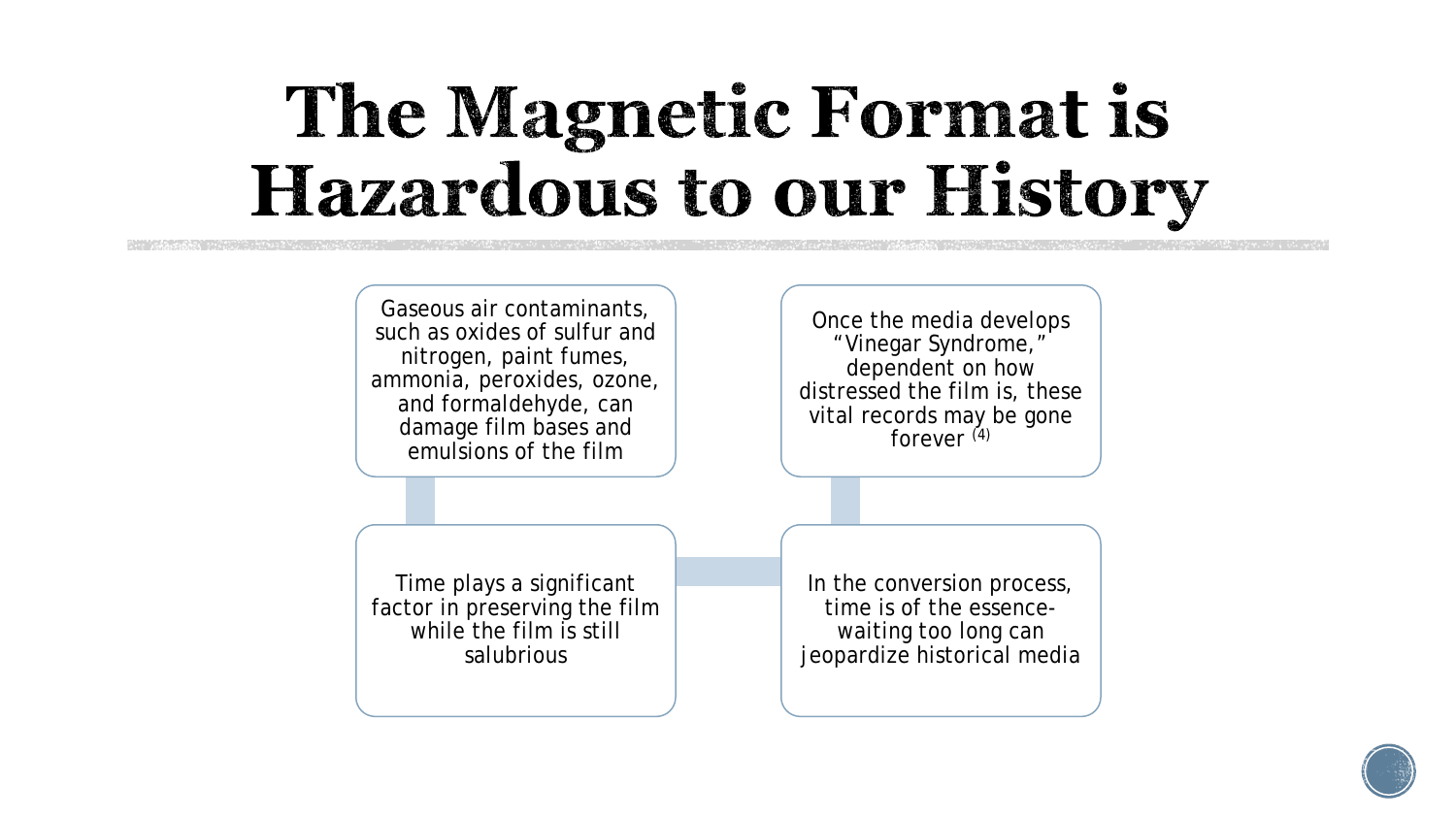# The Magnetic Format is Hazardous to our History

Gaseous air contaminants, such as oxides of sulfur and nitrogen, paint fumes, ammonia, peroxides, ozone, and formaldehyde, can damage film bases and emulsions of the film

Time plays a significant factor in preserving the film while the film is still salubrious

In the conversion process, time is of the essence- waiting too long can jeopardize historical media

Once the media develops "Vinegar Syndrome," dependent on how distressed the film is, these vital records may be gone forever [4]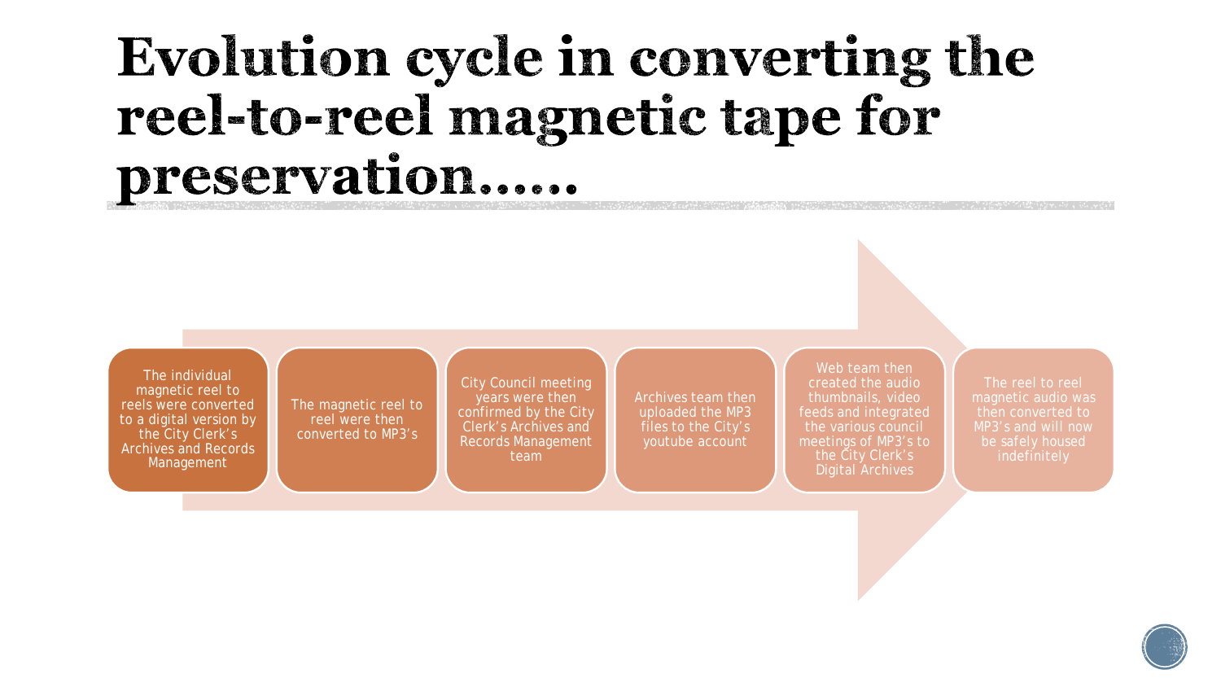# Evolution cycle in converting the reel-to-reel magnetic tape for preservation……

1. The individual magnetic reel to reels were converted to a digital version by the City Clerk's Archives and Records Management
2. The magnetic reel to reel were then converted to MP3's
3. City Council meeting years were then confirmed by the City Clerk's Archives and Records Management team
4. Archives team then uploaded the MP3 files to the City's youtube account
5. Web team then created the audio thumbnails, video feeds and integrated the various council meetings of MP3's to the City Clerk's Digital Archives
6. The reel to reel magnetic audio was then converted to MP3's and will now be safely housed indefinitely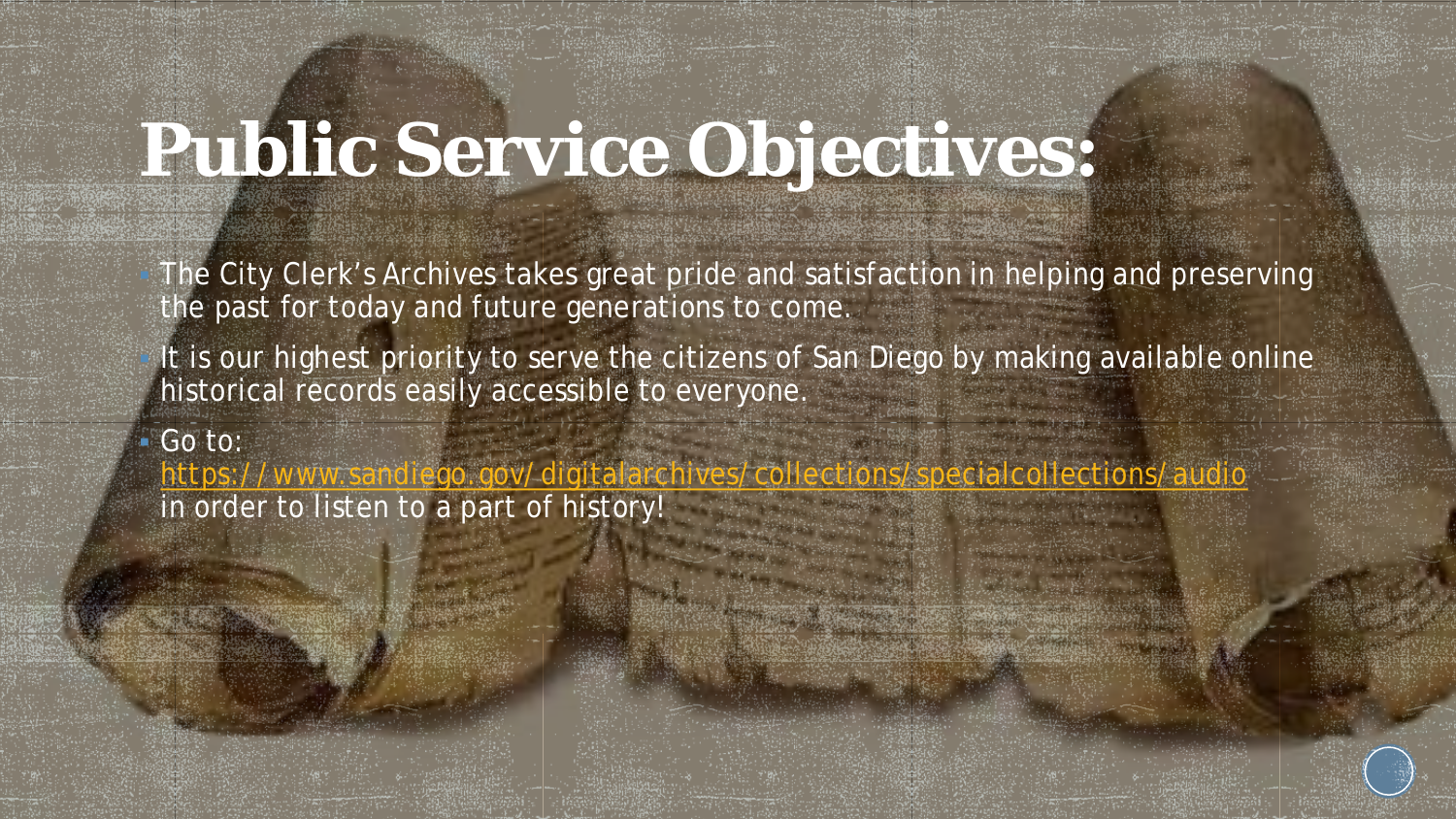# Public Service Objectives:

- The City Clerk's Archives takes great pride and satisfaction in helping and preserving the past for today and future generations to come.
- It is our highest priority to serve the citizens of San Diego by making available online historical records easily accessible to everyone.
- Go to: https://www.sandiego.gov/digitalarchives/collections/specialcollections/audio in order to listen to a part of history!